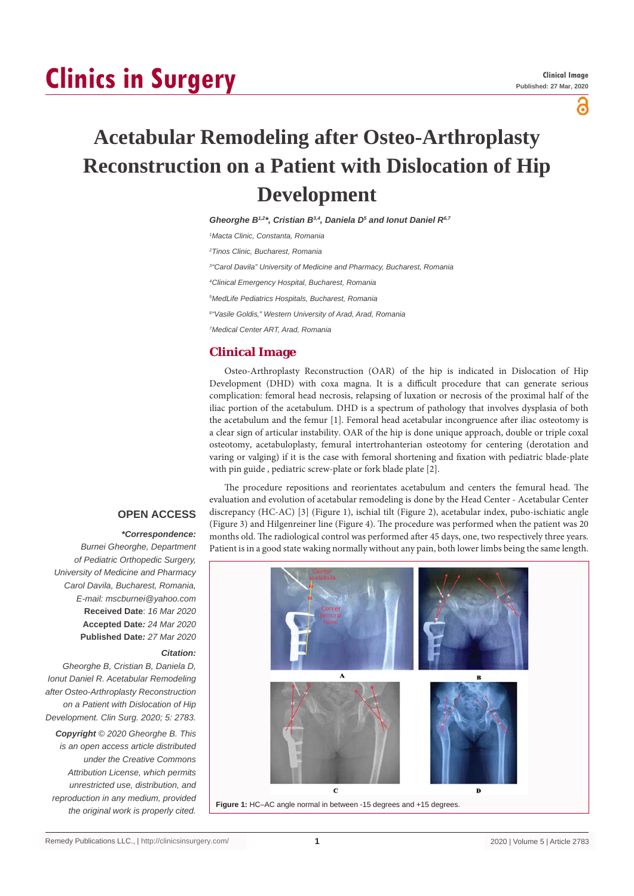# Acetabular Remodeling after Osteo-Arthroplasty Reconstruction on a Patient with Dislocation of Hip Development

***Gheorghe B[1,2]\*, Cristian B[3,4], Daniela D[5] and Ionut Daniel R[6,7]***

*[1]Macta Clinic, Constanta, Romania*

*[2]Tinos Clinic, Bucharest, Romania*

*[3]"Carol Davila" University of Medicine and Pharmacy, Bucharest, Romania*

*[4]Clinical Emergency Hospital, Bucharest, Romania*

*[5]MedLife Pediatrics Hospitals, Bucharest, Romania*

*[6]"Vasile Goldis," Western University of Arad, Arad, Romania*

*[7]Medical Center ART, Arad, Romania*

## Clinical Image

Osteo-Arthroplasty Reconstruction (OAR) of the hip is indicated in Dislocation of Hip Development (DHD) with coxa magna. It is a difficult procedure that can generate serious complication: femoral head necrosis, relapsing of luxation or necrosis of the proximal half of the iliac portion of the acetabulum. DHD is a spectrum of pathology that involves dysplasia of both the acetabulum and the femur [1]. Femoral head acetabular incongruence after iliac osteotomy is a clear sign of articular instability. OAR of the hip is done unique approach, double or triple coxal osteotomy, acetabuloplasty, femural intertrohanterian osteotomy for centering (derotation and varing or valging) if it is the case with femoral shortening and fixation with pediatric blade-plate with pin guide , pediatric screw-plate or fork blade plate [2].

The procedure repositions and reorientates acetabulum and centers the femural head. The evaluation and evolution of acetabular remodeling is done by the Head Center - Acetabular Center discrepancy (HC-AC) [3] (Figure 1), ischial tilt (Figure 2), acetabular index, pubo-ischiatic angle (Figure 3) and Hilgenreiner line (Figure 4). The procedure was performed when the patient was 20 months old. The radiological control was performed after 45 days, one, two respectively three years. Patient is in a good state waking normally without any pain, both lower limbs being the same length.

**Figure 1:** HC–AC angle normal in between -15 degrees and +15 degrees.

**OPEN ACCESS**

***\*Correspondence:***

*Burnei Gheorghe, Department of Pediatric Orthopedic Surgery, University of Medicine and Pharmacy Carol Davila, Bucharest, Romania, E-mail: mscburnei@yahoo.com*

**Received Date**: *16 Mar 2020*

**Accepted Date**: *24 Mar 2020*

**Published Date**: *27 Mar 2020*

***Citation:***

*Gheorghe B, Cristian B, Daniela D, Ionut Daniel R. Acetabular Remodeling after Osteo-Arthroplasty Reconstruction on a Patient with Dislocation of Hip Development. Clin Surg. 2020; 5: 2783.*

***Copyright** © 2020 Gheorghe B. This is an open access article distributed under the Creative Commons Attribution License, which permits unrestricted use, distribution, and reproduction in any medium, provided the original work is properly cited.*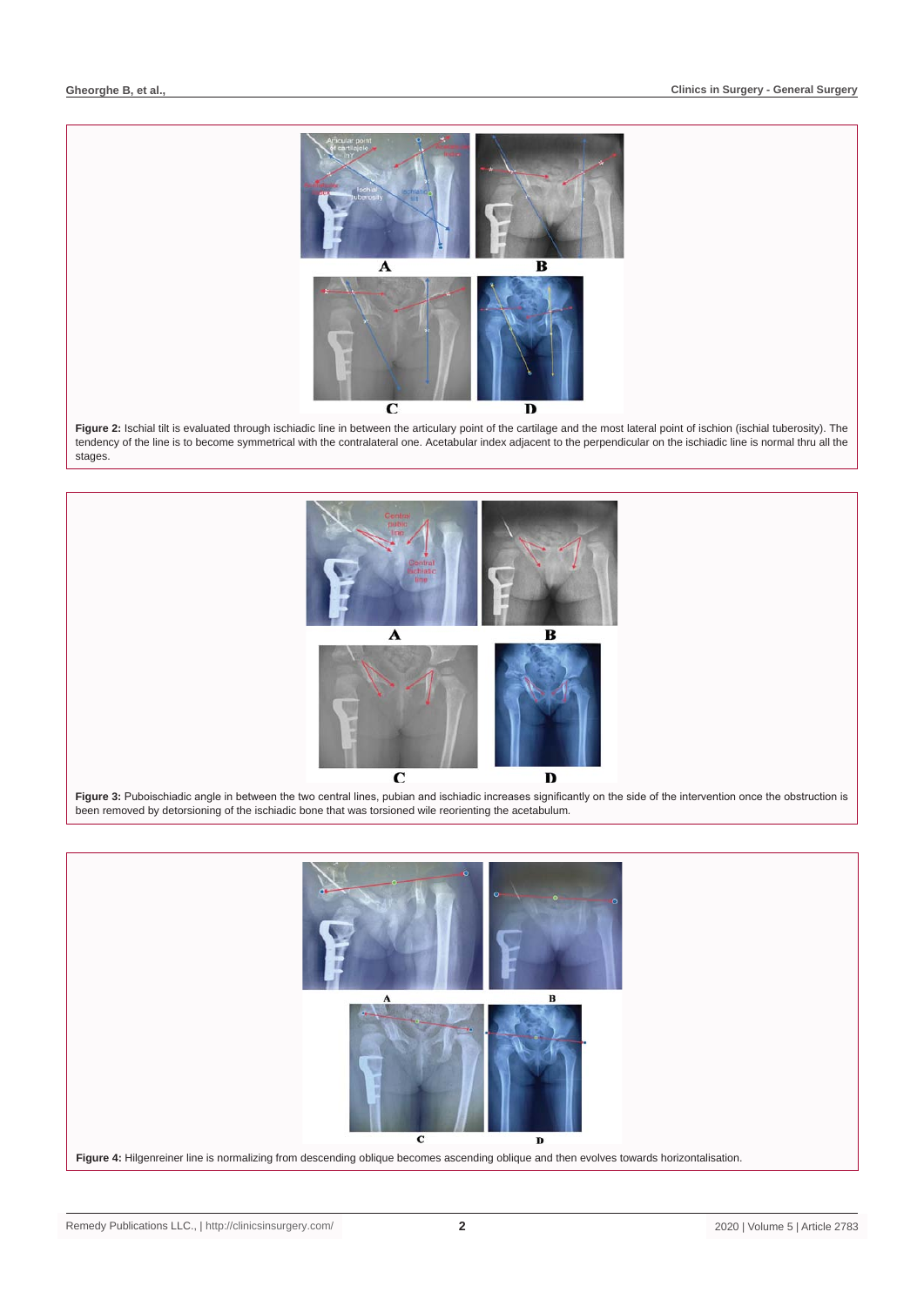**Figure 2:** Ischial tilt is evaluated through ischiadic line in between the articulary point of the cartilage and the most lateral point of ischion (ischial tuberosity). The tendency of the line is to become symmetrical with the contralateral one. Acetabular index adjacent to the perpendicular on the ischiadic line is normal thru all the stages.

**Figure 3:** Puboischiadic angle in between the two central lines, pubian and ischiadic increases significantly on the side of the intervention once the obstruction is been removed by detorsioning of the ischiadic bone that was torsioned wile reorienting the acetabulum.

**Figure 4:** Hilgenreiner line is normalizing from descending oblique becomes ascending oblique and then evolves towards horizontalisation.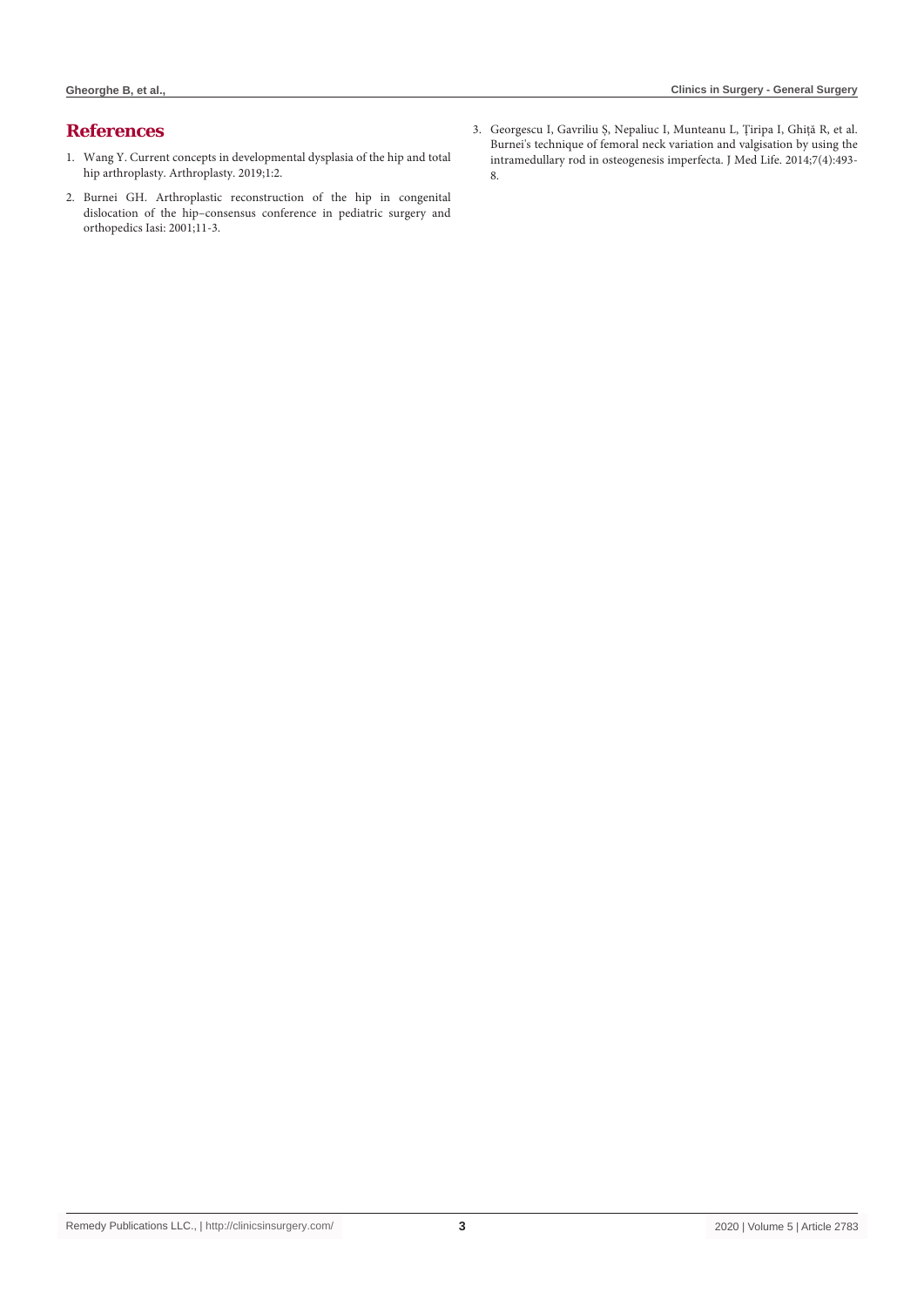## References

1. Wang Y. Current concepts in developmental dysplasia of the hip and total hip arthroplasty. Arthroplasty. 2019;1:2.
2. Burnei GH. Arthroplastic reconstruction of the hip in congenital dislocation of the hip–consensus conference in pediatric surgery and orthopedics Iasi: 2001;11-3.
3. Georgescu I, Gavriliu Ş, Nepaliuc I, Munteanu L, Ţiripa I, Ghiţă R, et al. Burnei's technique of femoral neck variation and valgisation by using the intramedullary rod in osteogenesis imperfecta. J Med Life. 2014;7(4):493-8.